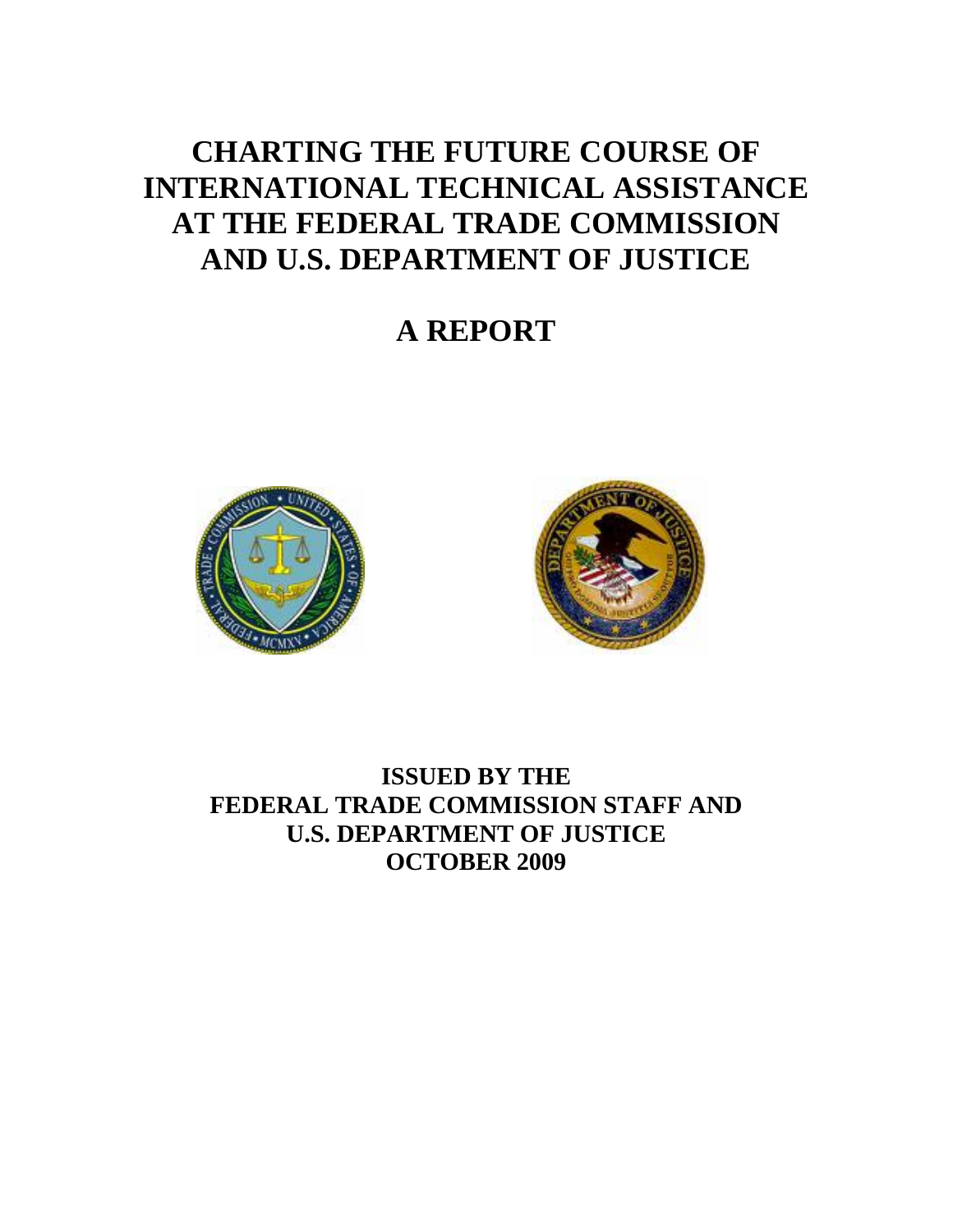# CHARTING THE FUTURE COURSE OF INTERNATIONAL TECHNICAL ASSISTANCE AT THE FEDERAL TRADE COMMISSION AND U.S. DEPARTMENT OF JUSTICE

## A REPORT

**ISSUED BY THE FEDERAL TRADE COMMISSION STAFF AND U.S. DEPARTMENT OF JUSTICE OCTOBER 2009**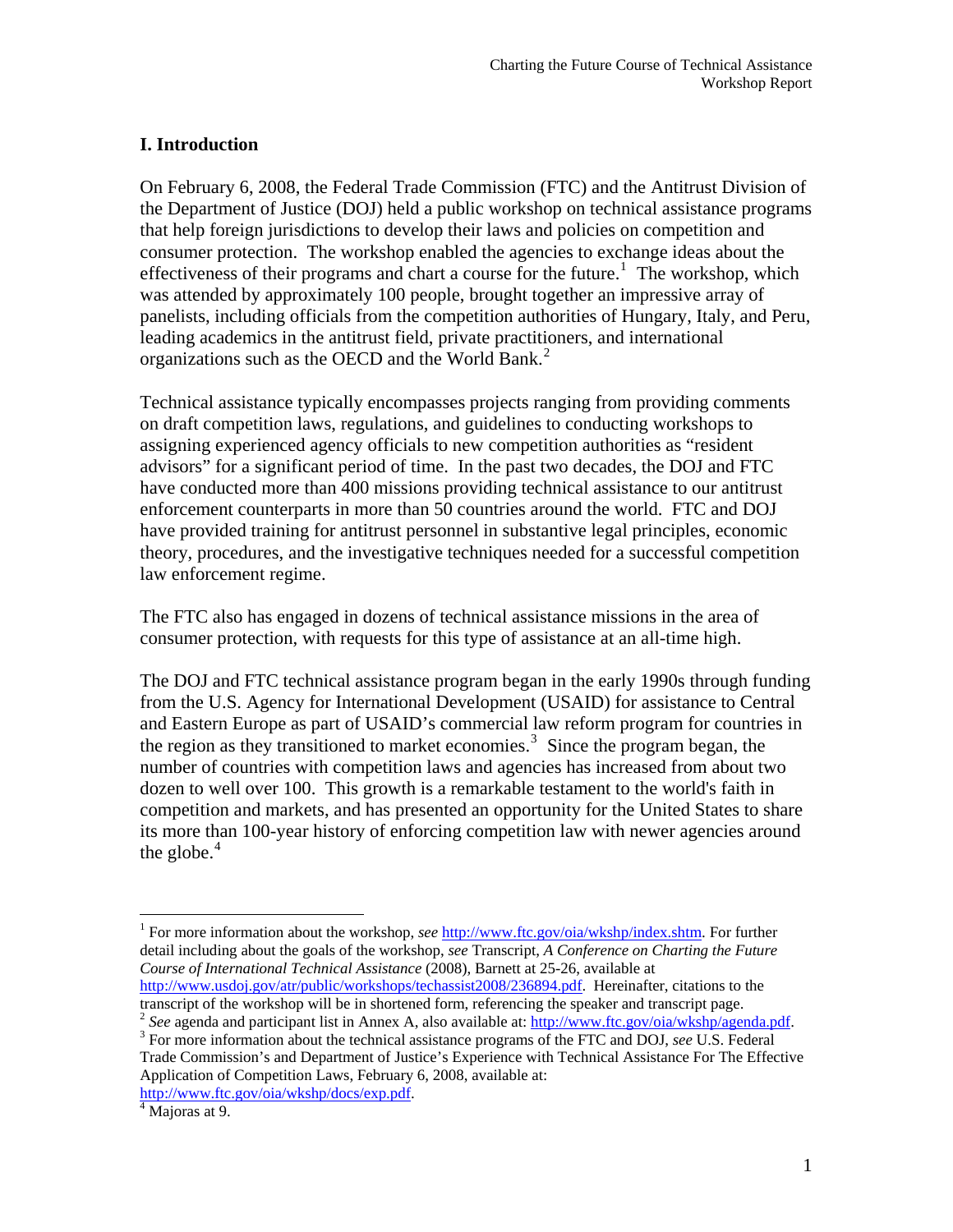## I. Introduction

On February 6, 2008, the Federal Trade Commission (FTC) and the Antitrust Division of the Department of Justice (DOJ) held a public workshop on technical assistance programs that help foreign jurisdictions to develop their laws and policies on competition and consumer protection. The workshop enabled the agencies to exchange ideas about the effectiveness of their programs and chart a course for the future.[1] The workshop, which was attended by approximately 100 people, brought together an impressive array of panelists, including officials from the competition authorities of Hungary, Italy, and Peru, leading academics in the antitrust field, private practitioners, and international organizations such as the OECD and the World Bank.[2]

Technical assistance typically encompasses projects ranging from providing comments on draft competition laws, regulations, and guidelines to conducting workshops to assigning experienced agency officials to new competition authorities as "resident advisors" for a significant period of time. In the past two decades, the DOJ and FTC have conducted more than 400 missions providing technical assistance to our antitrust enforcement counterparts in more than 50 countries around the world. FTC and DOJ have provided training for antitrust personnel in substantive legal principles, economic theory, procedures, and the investigative techniques needed for a successful competition law enforcement regime.

The FTC also has engaged in dozens of technical assistance missions in the area of consumer protection, with requests for this type of assistance at an all-time high.

The DOJ and FTC technical assistance program began in the early 1990s through funding from the U.S. Agency for International Development (USAID) for assistance to Central and Eastern Europe as part of USAID's commercial law reform program for countries in the region as they transitioned to market economies.[3] Since the program began, the number of countries with competition laws and agencies has increased from about two dozen to well over 100. This growth is a remarkable testament to the world's faith in competition and markets, and has presented an opportunity for the United States to share its more than 100-year history of enforcing competition law with newer agencies around the globe.[4]

---

[1] For more information about the workshop, *see* http://www.ftc.gov/oia/wkshp/index.shtm. For further detail including about the goals of the workshop, *see* Transcript, *A Conference on Charting the Future Course of International Technical Assistance* (2008), Barnett at 25-26, available at http://www.usdoj.gov/atr/public/workshops/techassist2008/236894.pdf. Hereinafter, citations to the transcript of the workshop will be in shortened form, referencing the speaker and transcript page.

[2] *See* agenda and participant list in Annex A, also available at: http://www.ftc.gov/oia/wkshp/agenda.pdf.

[3] For more information about the technical assistance programs of the FTC and DOJ, *see* U.S. Federal Trade Commission's and Department of Justice's Experience with Technical Assistance For The Effective Application of Competition Laws, February 6, 2008, available at: http://www.ftc.gov/oia/wkshp/docs/exp.pdf.

[4] Majoras at 9.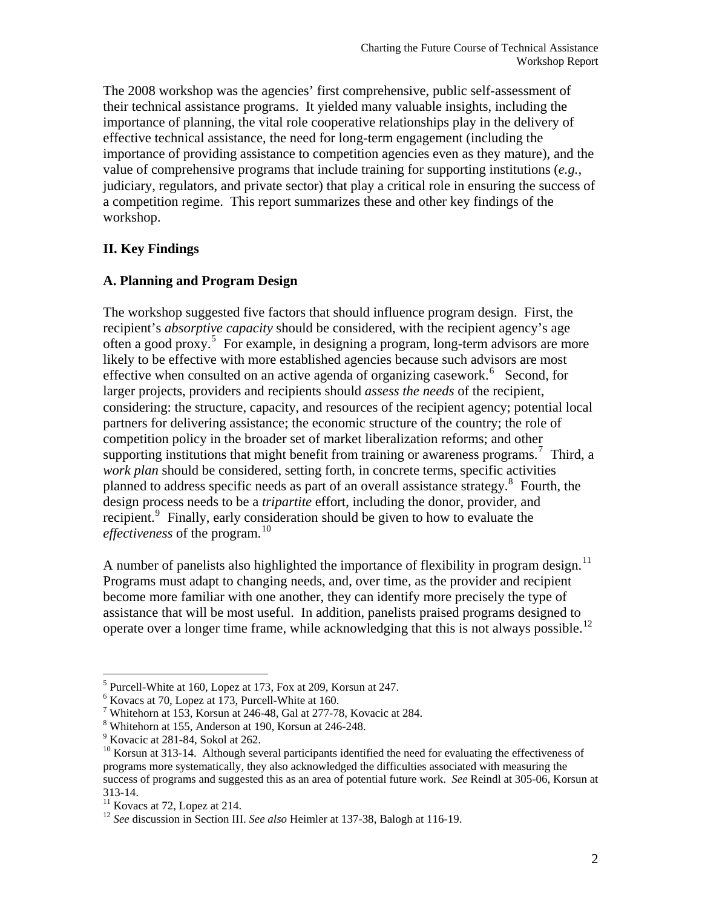The 2008 workshop was the agencies' first comprehensive, public self-assessment of their technical assistance programs. It yielded many valuable insights, including the importance of planning, the vital role cooperative relationships play in the delivery of effective technical assistance, the need for long-term engagement (including the importance of providing assistance to competition agencies even as they mature), and the value of comprehensive programs that include training for supporting institutions (*e.g.*, judiciary, regulators, and private sector) that play a critical role in ensuring the success of a competition regime. This report summarizes these and other key findings of the workshop.

## II. Key Findings

### A. Planning and Program Design

The workshop suggested five factors that should influence program design. First, the recipient's *absorptive capacity* should be considered, with the recipient agency's age often a good proxy.[5] For example, in designing a program, long-term advisors are more likely to be effective with more established agencies because such advisors are most effective when consulted on an active agenda of organizing casework.[6] Second, for larger projects, providers and recipients should *assess the needs* of the recipient, considering: the structure, capacity, and resources of the recipient agency; potential local partners for delivering assistance; the economic structure of the country; the role of competition policy in the broader set of market liberalization reforms; and other supporting institutions that might benefit from training or awareness programs.[7] Third, a *work plan* should be considered, setting forth, in concrete terms, specific activities planned to address specific needs as part of an overall assistance strategy.[8] Fourth, the design process needs to be a *tripartite* effort, including the donor, provider, and recipient.[9] Finally, early consideration should be given to how to evaluate the *effectiveness* of the program.[10]

A number of panelists also highlighted the importance of flexibility in program design.[11] Programs must adapt to changing needs, and, over time, as the provider and recipient become more familiar with one another, they can identify more precisely the type of assistance that will be most useful. In addition, panelists praised programs designed to operate over a longer time frame, while acknowledging that this is not always possible.[12]

---

[5] Purcell-White at 160, Lopez at 173, Fox at 209, Korsun at 247.

[6] Kovacs at 70, Lopez at 173, Purcell-White at 160.

[7] Whitehorn at 153, Korsun at 246-48, Gal at 277-78, Kovacic at 284.

[8] Whitehorn at 155, Anderson at 190, Korsun at 246-248.

[9] Kovacic at 281-84, Sokol at 262.

[10] Korsun at 313-14. Although several participants identified the need for evaluating the effectiveness of programs more systematically, they also acknowledged the difficulties associated with measuring the success of programs and suggested this as an area of potential future work. *See* Reindl at 305-06, Korsun at 313-14.

[11] Kovacs at 72, Lopez at 214.

[12] *See* discussion in Section III. *See also* Heimler at 137-38, Balogh at 116-19.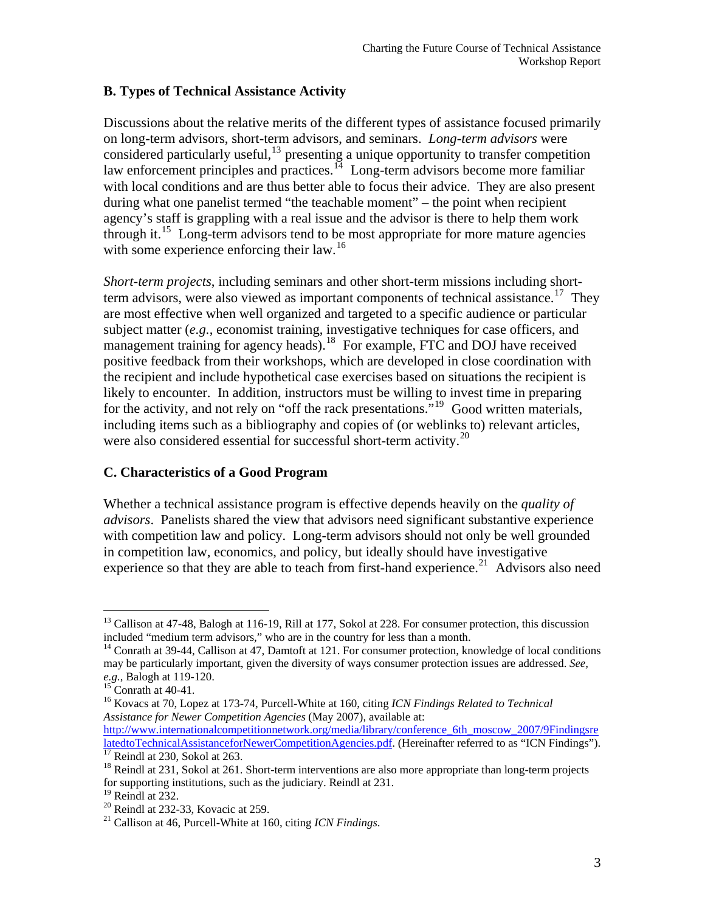## B. Types of Technical Assistance Activity

Discussions about the relative merits of the different types of assistance focused primarily on long-term advisors, short-term advisors, and seminars. *Long-term advisors* were considered particularly useful,[13] presenting a unique opportunity to transfer competition law enforcement principles and practices.[14] Long-term advisors become more familiar with local conditions and are thus better able to focus their advice. They are also present during what one panelist termed "the teachable moment" – the point when recipient agency's staff is grappling with a real issue and the advisor is there to help them work through it.[15] Long-term advisors tend to be most appropriate for more mature agencies with some experience enforcing their law.[16]

*Short-term projects*, including seminars and other short-term missions including short-term advisors, were also viewed as important components of technical assistance.[17] They are most effective when well organized and targeted to a specific audience or particular subject matter (*e.g.*, economist training, investigative techniques for case officers, and management training for agency heads).[18] For example, FTC and DOJ have received positive feedback from their workshops, which are developed in close coordination with the recipient and include hypothetical case exercises based on situations the recipient is likely to encounter. In addition, instructors must be willing to invest time in preparing for the activity, and not rely on "off the rack presentations."[19] Good written materials, including items such as a bibliography and copies of (or weblinks to) relevant articles, were also considered essential for successful short-term activity.[20]

## C. Characteristics of a Good Program

Whether a technical assistance program is effective depends heavily on the *quality of advisors*. Panelists shared the view that advisors need significant substantive experience with competition law and policy. Long-term advisors should not only be well grounded in competition law, economics, and policy, but ideally should have investigative experience so that they are able to teach from first-hand experience.[21] Advisors also need

---

[13] Callison at 47-48, Balogh at 116-19, Rill at 177, Sokol at 228. For consumer protection, this discussion included "medium term advisors," who are in the country for less than a month.

[14] Conrath at 39-44, Callison at 47, Damtoft at 121. For consumer protection, knowledge of local conditions may be particularly important, given the diversity of ways consumer protection issues are addressed. *See, e.g.*, Balogh at 119-120.

[15] Conrath at 40-41.

[16] Kovacs at 70, Lopez at 173-74, Purcell-White at 160, citing *ICN Findings Related to Technical Assistance for Newer Competition Agencies* (May 2007), available at: http://www.internationalcompetitionnetwork.org/media/library/conference_6th_moscow_2007/9FindingsrelatedtoTechnicalAssistanceforNewerCompetitionAgencies.pdf. (Hereinafter referred to as "ICN Findings").

[17] Reindl at 230, Sokol at 263.

[18] Reindl at 231, Sokol at 261. Short-term interventions are also more appropriate than long-term projects for supporting institutions, such as the judiciary. Reindl at 231.

[19] Reindl at 232.

[20] Reindl at 232-33, Kovacic at 259.

[21] Callison at 46, Purcell-White at 160, citing *ICN Findings*.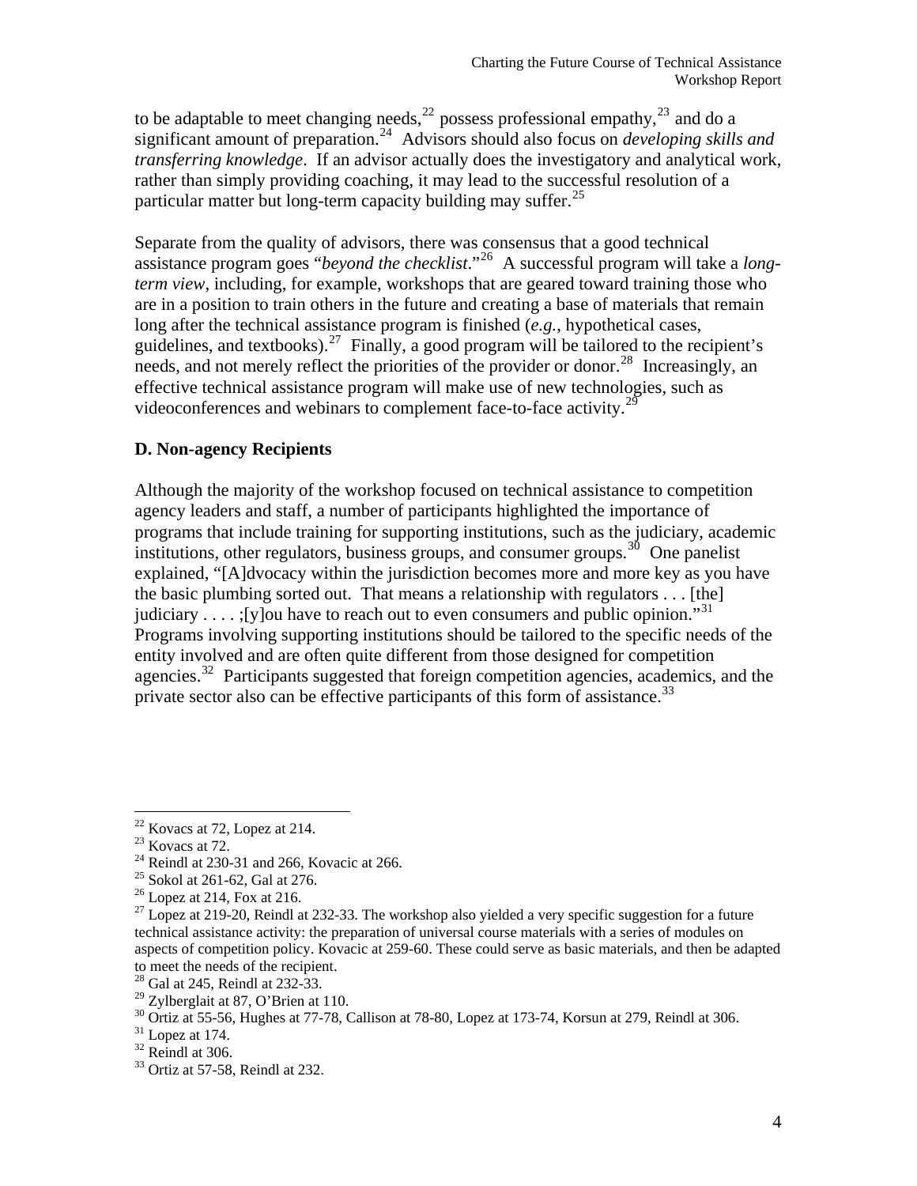to be adaptable to meet changing needs,[22] possess professional empathy,[23] and do a significant amount of preparation.[24] Advisors should also focus on *developing skills and transferring knowledge*. If an advisor actually does the investigatory and analytical work, rather than simply providing coaching, it may lead to the successful resolution of a particular matter but long-term capacity building may suffer.[25]

Separate from the quality of advisors, there was consensus that a good technical assistance program goes "*beyond the checklist*."[26] A successful program will take a *long-term view*, including, for example, workshops that are geared toward training those who are in a position to train others in the future and creating a base of materials that remain long after the technical assistance program is finished (*e.g.*, hypothetical cases, guidelines, and textbooks).[27] Finally, a good program will be tailored to the recipient's needs, and not merely reflect the priorities of the provider or donor.[28] Increasingly, an effective technical assistance program will make use of new technologies, such as videoconferences and webinars to complement face-to-face activity.[29]

### D. Non-agency Recipients

Although the majority of the workshop focused on technical assistance to competition agency leaders and staff, a number of participants highlighted the importance of programs that include training for supporting institutions, such as the judiciary, academic institutions, other regulators, business groups, and consumer groups.[30] One panelist explained, "[A]dvocacy within the jurisdiction becomes more and more key as you have the basic plumbing sorted out. That means a relationship with regulators . . . [the] judiciary . . . . ;[y]ou have to reach out to even consumers and public opinion."[31] Programs involving supporting institutions should be tailored to the specific needs of the entity involved and are often quite different from those designed for competition agencies.[32] Participants suggested that foreign competition agencies, academics, and the private sector also can be effective participants of this form of assistance.[33]

---

[22] Kovacs at 72, Lopez at 214.
[23] Kovacs at 72.
[24] Reindl at 230-31 and 266, Kovacic at 266.
[25] Sokol at 261-62, Gal at 276.
[26] Lopez at 214, Fox at 216.
[27] Lopez at 219-20, Reindl at 232-33. The workshop also yielded a very specific suggestion for a future technical assistance activity: the preparation of universal course materials with a series of modules on aspects of competition policy. Kovacic at 259-60. These could serve as basic materials, and then be adapted to meet the needs of the recipient.
[28] Gal at 245, Reindl at 232-33.
[29] Zylberglait at 87, O'Brien at 110.
[30] Ortiz at 55-56, Hughes at 77-78, Callison at 78-80, Lopez at 173-74, Korsun at 279, Reindl at 306.
[31] Lopez at 174.
[32] Reindl at 306.
[33] Ortiz at 57-58, Reindl at 232.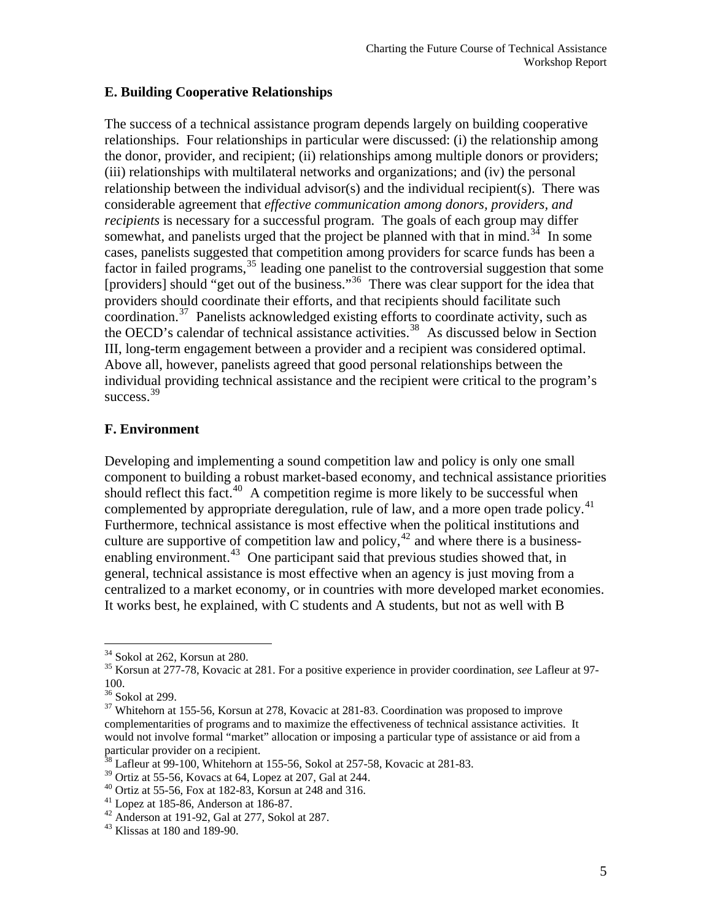### E. Building Cooperative Relationships

The success of a technical assistance program depends largely on building cooperative relationships. Four relationships in particular were discussed: (i) the relationship among the donor, provider, and recipient; (ii) relationships among multiple donors or providers; (iii) relationships with multilateral networks and organizations; and (iv) the personal relationship between the individual advisor(s) and the individual recipient(s). There was considerable agreement that *effective communication among donors, providers, and recipients* is necessary for a successful program. The goals of each group may differ somewhat, and panelists urged that the project be planned with that in mind.[34] In some cases, panelists suggested that competition among providers for scarce funds has been a factor in failed programs,[35] leading one panelist to the controversial suggestion that some [providers] should "get out of the business."[36] There was clear support for the idea that providers should coordinate their efforts, and that recipients should facilitate such coordination.[37] Panelists acknowledged existing efforts to coordinate activity, such as the OECD's calendar of technical assistance activities.[38] As discussed below in Section III, long-term engagement between a provider and a recipient was considered optimal. Above all, however, panelists agreed that good personal relationships between the individual providing technical assistance and the recipient were critical to the program's success.[39]

### F. Environment

Developing and implementing a sound competition law and policy is only one small component to building a robust market-based economy, and technical assistance priorities should reflect this fact.[40] A competition regime is more likely to be successful when complemented by appropriate deregulation, rule of law, and a more open trade policy.[41] Furthermore, technical assistance is most effective when the political institutions and culture are supportive of competition law and policy,[42] and where there is a business-enabling environment.[43] One participant said that previous studies showed that, in general, technical assistance is most effective when an agency is just moving from a centralized to a market economy, or in countries with more developed market economies. It works best, he explained, with C students and A students, but not as well with B

---

[34] Sokol at 262, Korsun at 280.

[35] Korsun at 277-78, Kovacic at 281. For a positive experience in provider coordination, *see* Lafleur at 97-100.

[36] Sokol at 299.

[37] Whitehorn at 155-56, Korsun at 278, Kovacic at 281-83. Coordination was proposed to improve complementarities of programs and to maximize the effectiveness of technical assistance activities. It would not involve formal "market" allocation or imposing a particular type of assistance or aid from a particular provider on a recipient.

[38] Lafleur at 99-100, Whitehorn at 155-56, Sokol at 257-58, Kovacic at 281-83.

[39] Ortiz at 55-56, Kovacs at 64, Lopez at 207, Gal at 244.

[40] Ortiz at 55-56, Fox at 182-83, Korsun at 248 and 316.

[41] Lopez at 185-86, Anderson at 186-87.

[42] Anderson at 191-92, Gal at 277, Sokol at 287.

[43] Klissas at 180 and 189-90.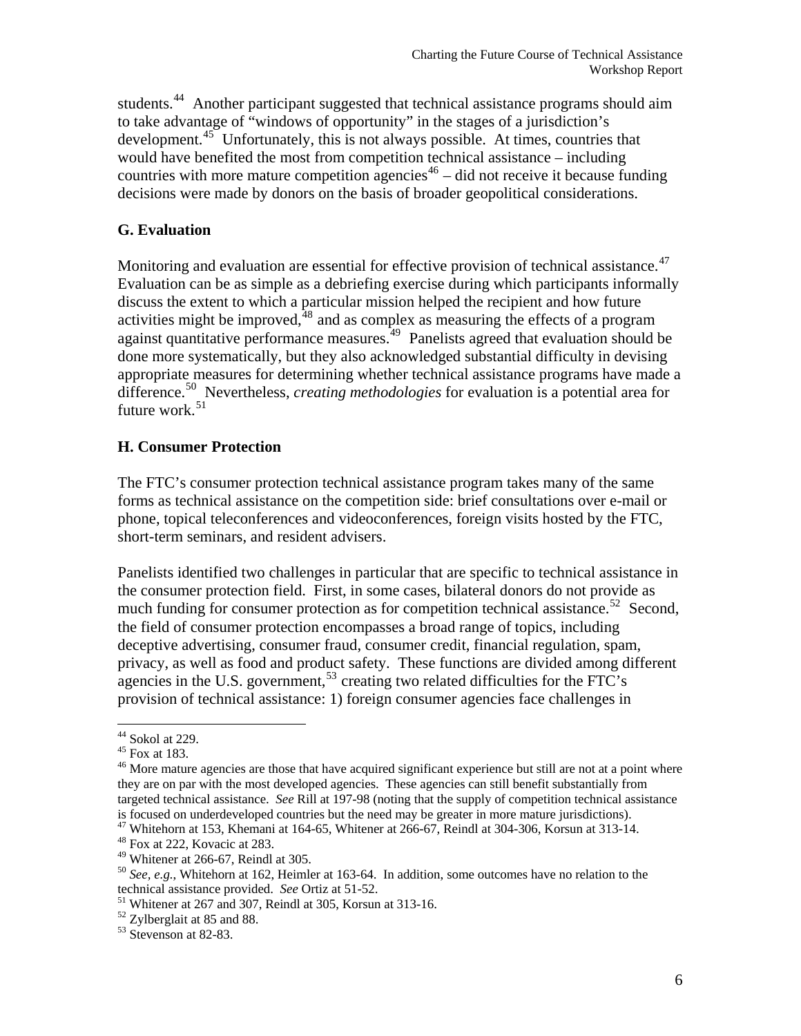students.[44] Another participant suggested that technical assistance programs should aim to take advantage of "windows of opportunity" in the stages of a jurisdiction's development.[45] Unfortunately, this is not always possible. At times, countries that would have benefited the most from competition technical assistance – including countries with more mature competition agencies[46] – did not receive it because funding decisions were made by donors on the basis of broader geopolitical considerations.

### G. Evaluation

Monitoring and evaluation are essential for effective provision of technical assistance.[47] Evaluation can be as simple as a debriefing exercise during which participants informally discuss the extent to which a particular mission helped the recipient and how future activities might be improved,[48] and as complex as measuring the effects of a program against quantitative performance measures.[49] Panelists agreed that evaluation should be done more systematically, but they also acknowledged substantial difficulty in devising appropriate measures for determining whether technical assistance programs have made a difference.[50] Nevertheless, *creating methodologies* for evaluation is a potential area for future work.[51]

### H. Consumer Protection

The FTC's consumer protection technical assistance program takes many of the same forms as technical assistance on the competition side: brief consultations over e-mail or phone, topical teleconferences and videoconferences, foreign visits hosted by the FTC, short-term seminars, and resident advisers.

Panelists identified two challenges in particular that are specific to technical assistance in the consumer protection field. First, in some cases, bilateral donors do not provide as much funding for consumer protection as for competition technical assistance.[52] Second, the field of consumer protection encompasses a broad range of topics, including deceptive advertising, consumer fraud, consumer credit, financial regulation, spam, privacy, as well as food and product safety. These functions are divided among different agencies in the U.S. government,[53] creating two related difficulties for the FTC's provision of technical assistance: 1) foreign consumer agencies face challenges in

---

[44] Sokol at 229.

[45] Fox at 183.

[46] More mature agencies are those that have acquired significant experience but still are not at a point where they are on par with the most developed agencies. These agencies can still benefit substantially from targeted technical assistance. *See* Rill at 197-98 (noting that the supply of competition technical assistance is focused on underdeveloped countries but the need may be greater in more mature jurisdictions).

[47] Whitehorn at 153, Khemani at 164-65, Whitener at 266-67, Reindl at 304-306, Korsun at 313-14.

[48] Fox at 222, Kovacic at 283.

[49] Whitener at 266-67, Reindl at 305.

[50] *See, e.g.*, Whitehorn at 162, Heimler at 163-64. In addition, some outcomes have no relation to the technical assistance provided. *See* Ortiz at 51-52.

[51] Whitener at 267 and 307, Reindl at 305, Korsun at 313-16.

[52] Zylberglait at 85 and 88.

[53] Stevenson at 82-83.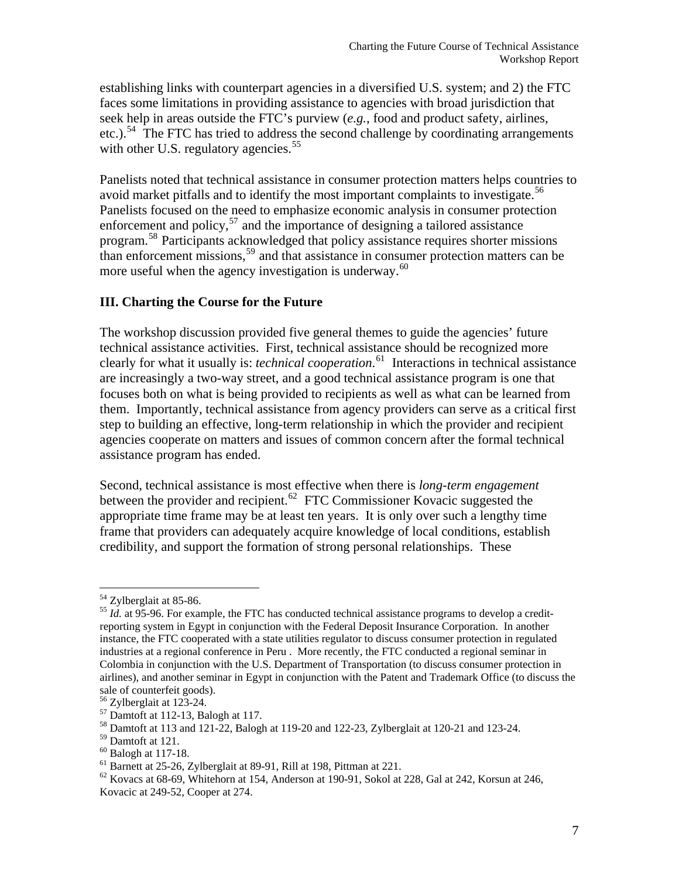establishing links with counterpart agencies in a diversified U.S. system; and 2) the FTC faces some limitations in providing assistance to agencies with broad jurisdiction that seek help in areas outside the FTC's purview (*e.g.*, food and product safety, airlines, etc.).[54] The FTC has tried to address the second challenge by coordinating arrangements with other U.S. regulatory agencies.[55]

Panelists noted that technical assistance in consumer protection matters helps countries to avoid market pitfalls and to identify the most important complaints to investigate.[56] Panelists focused on the need to emphasize economic analysis in consumer protection enforcement and policy,[57] and the importance of designing a tailored assistance program.[58] Participants acknowledged that policy assistance requires shorter missions than enforcement missions,[59] and that assistance in consumer protection matters can be more useful when the agency investigation is underway.[60]

## III. Charting the Course for the Future

The workshop discussion provided five general themes to guide the agencies' future technical assistance activities. First, technical assistance should be recognized more clearly for what it usually is: *technical cooperation*.[61] Interactions in technical assistance are increasingly a two-way street, and a good technical assistance program is one that focuses both on what is being provided to recipients as well as what can be learned from them. Importantly, technical assistance from agency providers can serve as a critical first step to building an effective, long-term relationship in which the provider and recipient agencies cooperate on matters and issues of common concern after the formal technical assistance program has ended.

Second, technical assistance is most effective when there is *long-term engagement* between the provider and recipient.[62] FTC Commissioner Kovacic suggested the appropriate time frame may be at least ten years. It is only over such a lengthy time frame that providers can adequately acquire knowledge of local conditions, establish credibility, and support the formation of strong personal relationships. These

---

[54] Zylberglait at 85-86.

[55] *Id.* at 95-96. For example, the FTC has conducted technical assistance programs to develop a credit-reporting system in Egypt in conjunction with the Federal Deposit Insurance Corporation. In another instance, the FTC cooperated with a state utilities regulator to discuss consumer protection in regulated industries at a regional conference in Peru . More recently, the FTC conducted a regional seminar in Colombia in conjunction with the U.S. Department of Transportation (to discuss consumer protection in airlines), and another seminar in Egypt in conjunction with the Patent and Trademark Office (to discuss the sale of counterfeit goods).

[56] Zylberglait at 123-24.

[57] Damtoft at 112-13, Balogh at 117.

[58] Damtoft at 113 and 121-22, Balogh at 119-20 and 122-23, Zylberglait at 120-21 and 123-24.

[59] Damtoft at 121.

[60] Balogh at 117-18.

[61] Barnett at 25-26, Zylberglait at 89-91, Rill at 198, Pittman at 221.

[62] Kovacs at 68-69, Whitehorn at 154, Anderson at 190-91, Sokol at 228, Gal at 242, Korsun at 246, Kovacic at 249-52, Cooper at 274.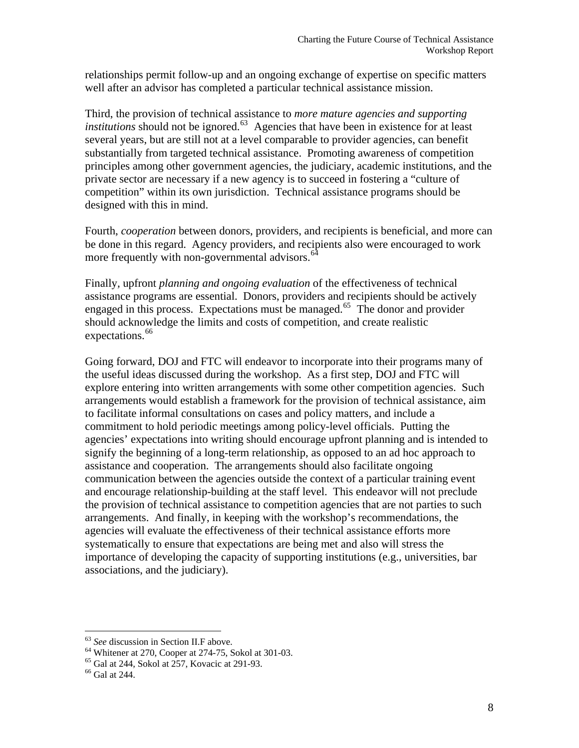relationships permit follow-up and an ongoing exchange of expertise on specific matters well after an advisor has completed a particular technical assistance mission.

Third, the provision of technical assistance to *more mature agencies and supporting institutions* should not be ignored.[63] Agencies that have been in existence for at least several years, but are still not at a level comparable to provider agencies, can benefit substantially from targeted technical assistance. Promoting awareness of competition principles among other government agencies, the judiciary, academic institutions, and the private sector are necessary if a new agency is to succeed in fostering a "culture of competition" within its own jurisdiction. Technical assistance programs should be designed with this in mind.

Fourth, *cooperation* between donors, providers, and recipients is beneficial, and more can be done in this regard. Agency providers, and recipients also were encouraged to work more frequently with non-governmental advisors.[64]

Finally, upfront *planning and ongoing evaluation* of the effectiveness of technical assistance programs are essential. Donors, providers and recipients should be actively engaged in this process. Expectations must be managed.[65] The donor and provider should acknowledge the limits and costs of competition, and create realistic expectations.[66]

Going forward, DOJ and FTC will endeavor to incorporate into their programs many of the useful ideas discussed during the workshop. As a first step, DOJ and FTC will explore entering into written arrangements with some other competition agencies. Such arrangements would establish a framework for the provision of technical assistance, aim to facilitate informal consultations on cases and policy matters, and include a commitment to hold periodic meetings among policy-level officials. Putting the agencies' expectations into writing should encourage upfront planning and is intended to signify the beginning of a long-term relationship, as opposed to an ad hoc approach to assistance and cooperation. The arrangements should also facilitate ongoing communication between the agencies outside the context of a particular training event and encourage relationship-building at the staff level. This endeavor will not preclude the provision of technical assistance to competition agencies that are not parties to such arrangements. And finally, in keeping with the workshop's recommendations, the agencies will evaluate the effectiveness of their technical assistance efforts more systematically to ensure that expectations are being met and also will stress the importance of developing the capacity of supporting institutions (e.g., universities, bar associations, and the judiciary).

---

[63] *See* discussion in Section II.F above.

[64] Whitener at 270, Cooper at 274-75, Sokol at 301-03.

[65] Gal at 244, Sokol at 257, Kovacic at 291-93.

[66] Gal at 244.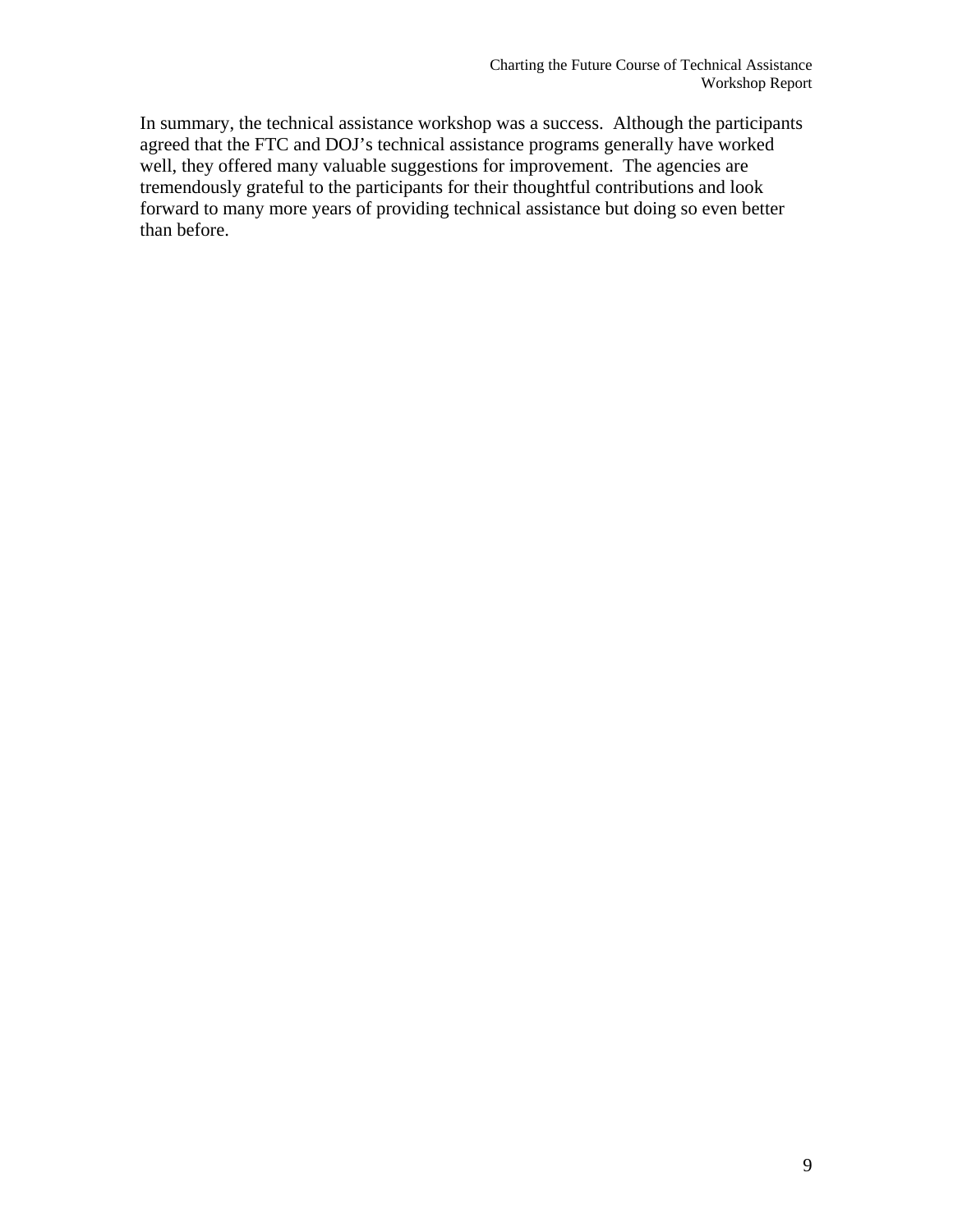In summary, the technical assistance workshop was a success. Although the participants agreed that the FTC and DOJ's technical assistance programs generally have worked well, they offered many valuable suggestions for improvement. The agencies are tremendously grateful to the participants for their thoughtful contributions and look forward to many more years of providing technical assistance but doing so even better than before.